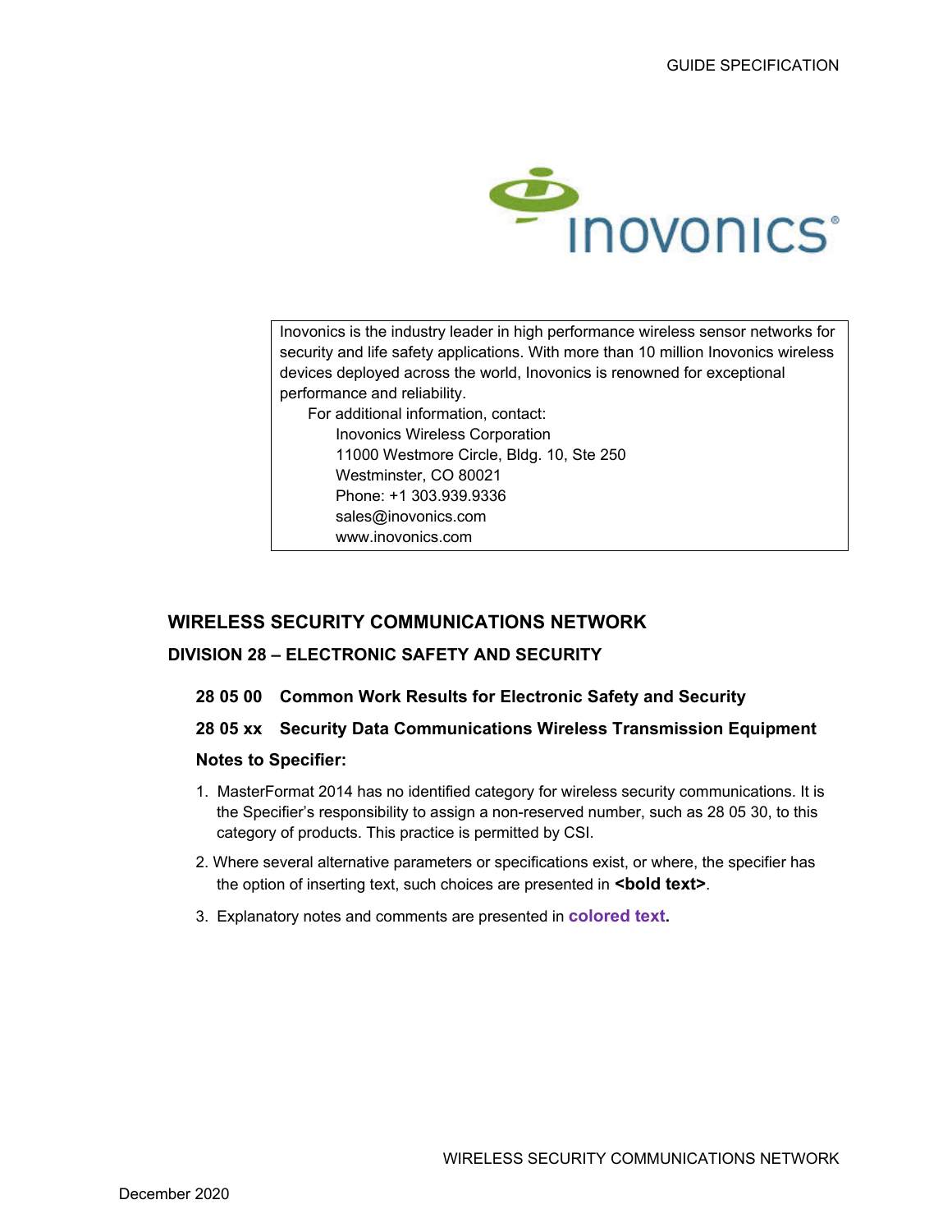GUIDE SPECIFICATION

Inovonics is the industry leader in high performance wireless sensor networks for security and life safety applications. With more than 10 million Inovonics wireless devices deployed across the world, Inovonics is renowned for exceptional performance and reliability.

For additional information, contact:

Inovonics Wireless Corporation
11000 Westmore Circle, Bldg. 10, Ste 250
Westminster, CO 80021
Phone: +1 303.939.9336
sales@inovonics.com
www.inovonics.com

# WIRELESS SECURITY COMMUNICATIONS NETWORK

## DIVISION 28 – ELECTRONIC SAFETY AND SECURITY

### 28 05 00 Common Work Results for Electronic Safety and Security

### 28 05 xx Security Data Communications Wireless Transmission Equipment

**Notes to Specifier:**

1. MasterFormat 2014 has no identified category for wireless security communications. It is the Specifier's responsibility to assign a non-reserved number, such as 28 05 30, to this category of products. This practice is permitted by CSI.
2. Where several alternative parameters or specifications exist, or where, the specifier has the option of inserting text, such choices are presented in **<bold text>**.
3. Explanatory notes and comments are presented in **colored text.**

WIRELESS SECURITY COMMUNICATIONS NETWORK

December 2020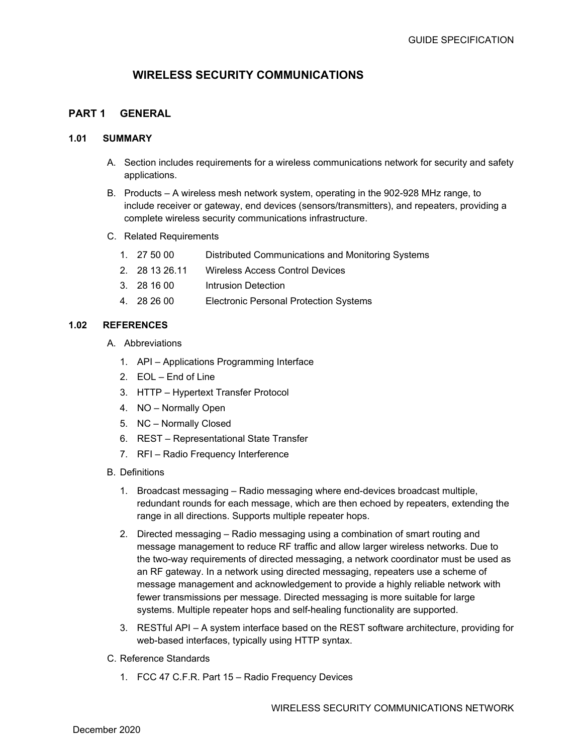# WIRELESS SECURITY COMMUNICATIONS

## PART 1 GENERAL

### 1.01 SUMMARY

A. Section includes requirements for a wireless communications network for security and safety applications.

B. Products – A wireless mesh network system, operating in the 902-928 MHz range, to include receiver or gateway, end devices (sensors/transmitters), and repeaters, providing a complete wireless security communications infrastructure.

C. Related Requirements

1. 27 50 00 Distributed Communications and Monitoring Systems
2. 28 13 26.11 Wireless Access Control Devices
3. 28 16 00 Intrusion Detection
4. 28 26 00 Electronic Personal Protection Systems

### 1.02 REFERENCES

A. Abbreviations

1. API – Applications Programming Interface
2. EOL – End of Line
3. HTTP – Hypertext Transfer Protocol
4. NO – Normally Open
5. NC – Normally Closed
6. REST – Representational State Transfer
7. RFI – Radio Frequency Interference

B. Definitions

1. Broadcast messaging – Radio messaging where end-devices broadcast multiple, redundant rounds for each message, which are then echoed by repeaters, extending the range in all directions. Supports multiple repeater hops.
2. Directed messaging – Radio messaging using a combination of smart routing and message management to reduce RF traffic and allow larger wireless networks. Due to the two-way requirements of directed messaging, a network coordinator must be used as an RF gateway. In a network using directed messaging, repeaters use a scheme of message management and acknowledgement to provide a highly reliable network with fewer transmissions per message. Directed messaging is more suitable for large systems. Multiple repeater hops and self-healing functionality are supported.
3. RESTful API – A system interface based on the REST software architecture, providing for web-based interfaces, typically using HTTP syntax.

C. Reference Standards

1. FCC 47 C.F.R. Part 15 – Radio Frequency Devices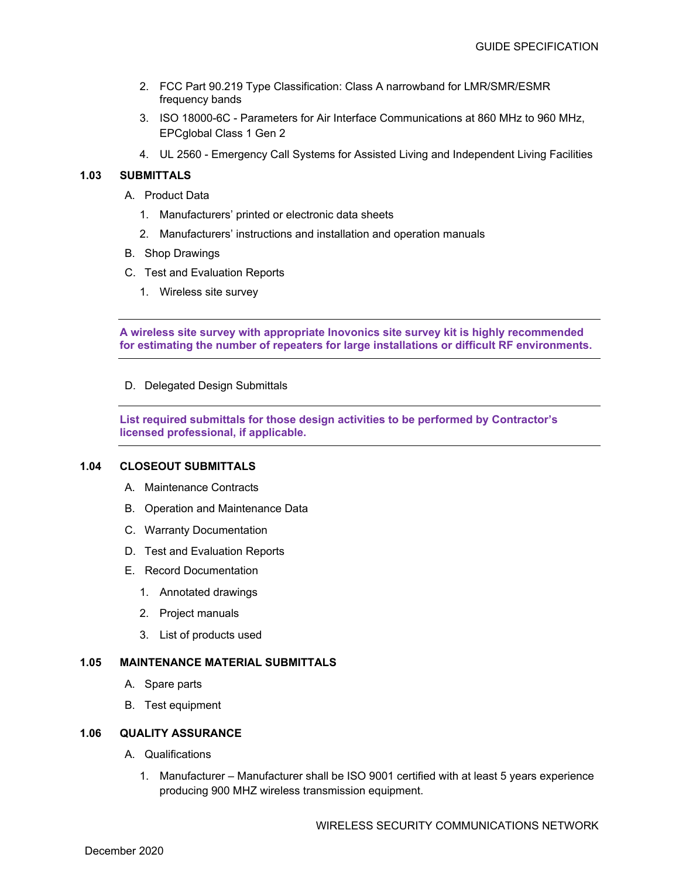2. FCC Part 90.219 Type Classification: Class A narrowband for LMR/SMR/ESMR frequency bands
3. ISO 18000-6C - Parameters for Air Interface Communications at 860 MHz to 960 MHz, EPCglobal Class 1 Gen 2
4. UL 2560 - Emergency Call Systems for Assisted Living and Independent Living Facilities

## 1.03 SUBMITTALS

A. Product Data

1. Manufacturers' printed or electronic data sheets
2. Manufacturers' instructions and installation and operation manuals

B. Shop Drawings

C. Test and Evaluation Reports

1. Wireless site survey

---

**A wireless site survey with appropriate Inovonics site survey kit is highly recommended for estimating the number of repeaters for large installations or difficult RF environments.**

---

D. Delegated Design Submittals

---

**List required submittals for those design activities to be performed by Contractor's licensed professional, if applicable.**

---

## 1.04 CLOSEOUT SUBMITTALS

A. Maintenance Contracts

B. Operation and Maintenance Data

C. Warranty Documentation

D. Test and Evaluation Reports

E. Record Documentation

1. Annotated drawings
2. Project manuals
3. List of products used

## 1.05 MAINTENANCE MATERIAL SUBMITTALS

A. Spare parts

B. Test equipment

## 1.06 QUALITY ASSURANCE

A. Qualifications

1. Manufacturer – Manufacturer shall be ISO 9001 certified with at least 5 years experience producing 900 MHZ wireless transmission equipment.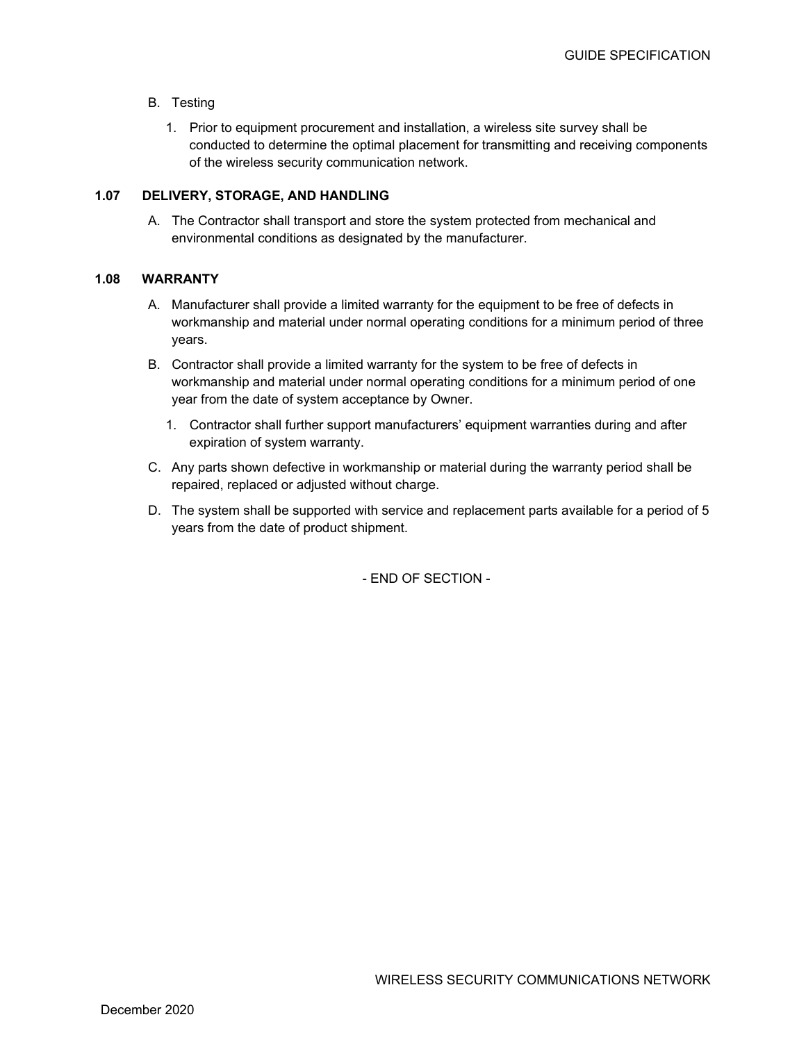B. Testing

   1. Prior to equipment procurement and installation, a wireless site survey shall be conducted to determine the optimal placement for transmitting and receiving components of the wireless security communication network.

**1.07 DELIVERY, STORAGE, AND HANDLING**

A. The Contractor shall transport and store the system protected from mechanical and environmental conditions as designated by the manufacturer.

**1.08 WARRANTY**

A. Manufacturer shall provide a limited warranty for the equipment to be free of defects in workmanship and material under normal operating conditions for a minimum period of three years.

B. Contractor shall provide a limited warranty for the system to be free of defects in workmanship and material under normal operating conditions for a minimum period of one year from the date of system acceptance by Owner.

   1. Contractor shall further support manufacturers' equipment warranties during and after expiration of system warranty.

C. Any parts shown defective in workmanship or material during the warranty period shall be repaired, replaced or adjusted without charge.

D. The system shall be supported with service and replacement parts available for a period of 5 years from the date of product shipment.

- END OF SECTION -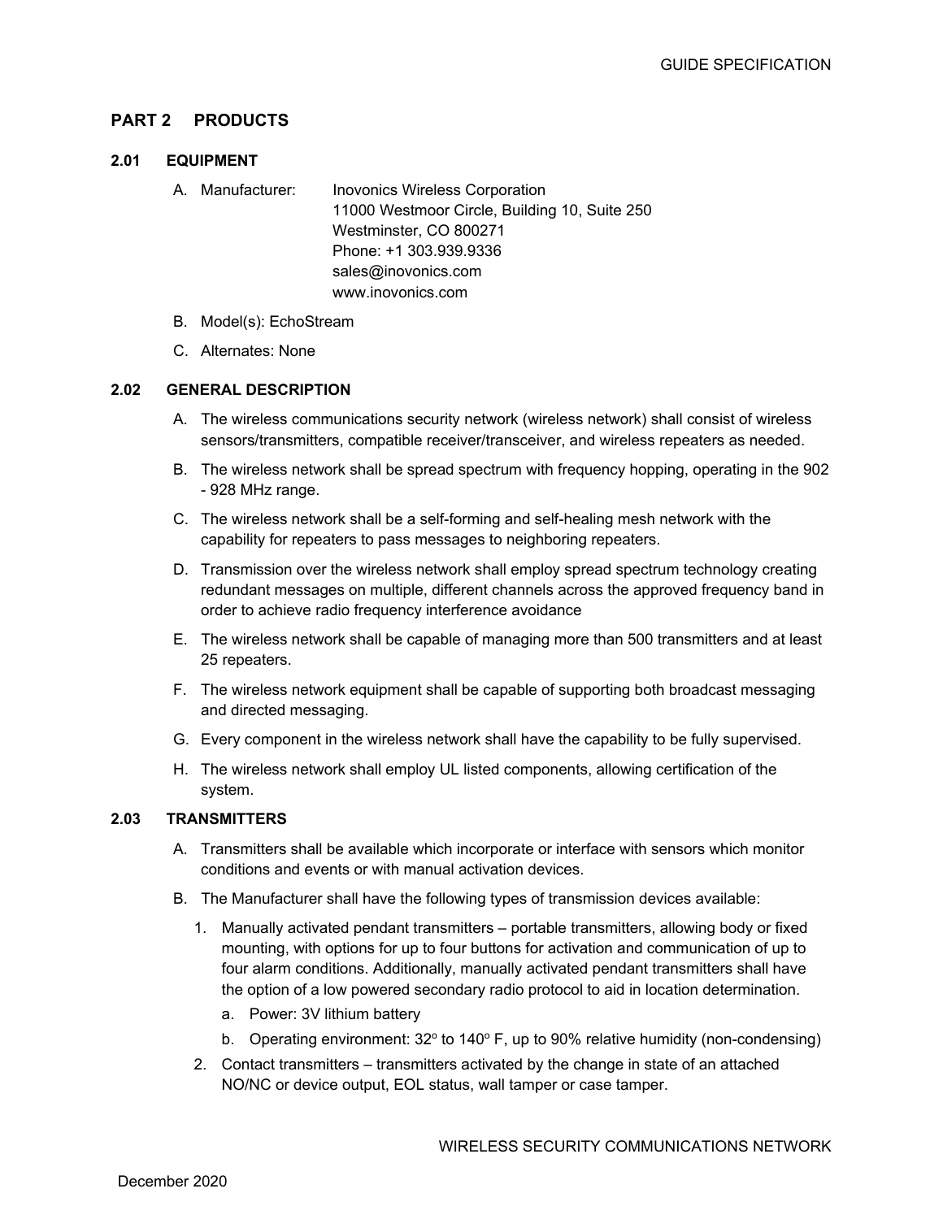## PART 2 PRODUCTS

### 2.01 EQUIPMENT

A. Manufacturer: Inovonics Wireless Corporation
11000 Westmoor Circle, Building 10, Suite 250
Westminster, CO 800271
Phone: +1 303.939.9336
sales@inovonics.com
www.inovonics.com

B. Model(s): EchoStream

C. Alternates: None

### 2.02 GENERAL DESCRIPTION

A. The wireless communications security network (wireless network) shall consist of wireless sensors/transmitters, compatible receiver/transceiver, and wireless repeaters as needed.

B. The wireless network shall be spread spectrum with frequency hopping, operating in the 902 - 928 MHz range.

C. The wireless network shall be a self-forming and self-healing mesh network with the capability for repeaters to pass messages to neighboring repeaters.

D. Transmission over the wireless network shall employ spread spectrum technology creating redundant messages on multiple, different channels across the approved frequency band in order to achieve radio frequency interference avoidance

E. The wireless network shall be capable of managing more than 500 transmitters and at least 25 repeaters.

F. The wireless network equipment shall be capable of supporting both broadcast messaging and directed messaging.

G. Every component in the wireless network shall have the capability to be fully supervised.

H. The wireless network shall employ UL listed components, allowing certification of the system.

### 2.03 TRANSMITTERS

A. Transmitters shall be available which incorporate or interface with sensors which monitor conditions and events or with manual activation devices.

B. The Manufacturer shall have the following types of transmission devices available:

1. Manually activated pendant transmitters – portable transmitters, allowing body or fixed mounting, with options for up to four buttons for activation and communication of up to four alarm conditions. Additionally, manually activated pendant transmitters shall have the option of a low powered secondary radio protocol to aid in location determination.
   a. Power: 3V lithium battery
   b. Operating environment: 32º to 140º F, up to 90% relative humidity (non-condensing)
2. Contact transmitters – transmitters activated by the change in state of an attached NO/NC or device output, EOL status, wall tamper or case tamper.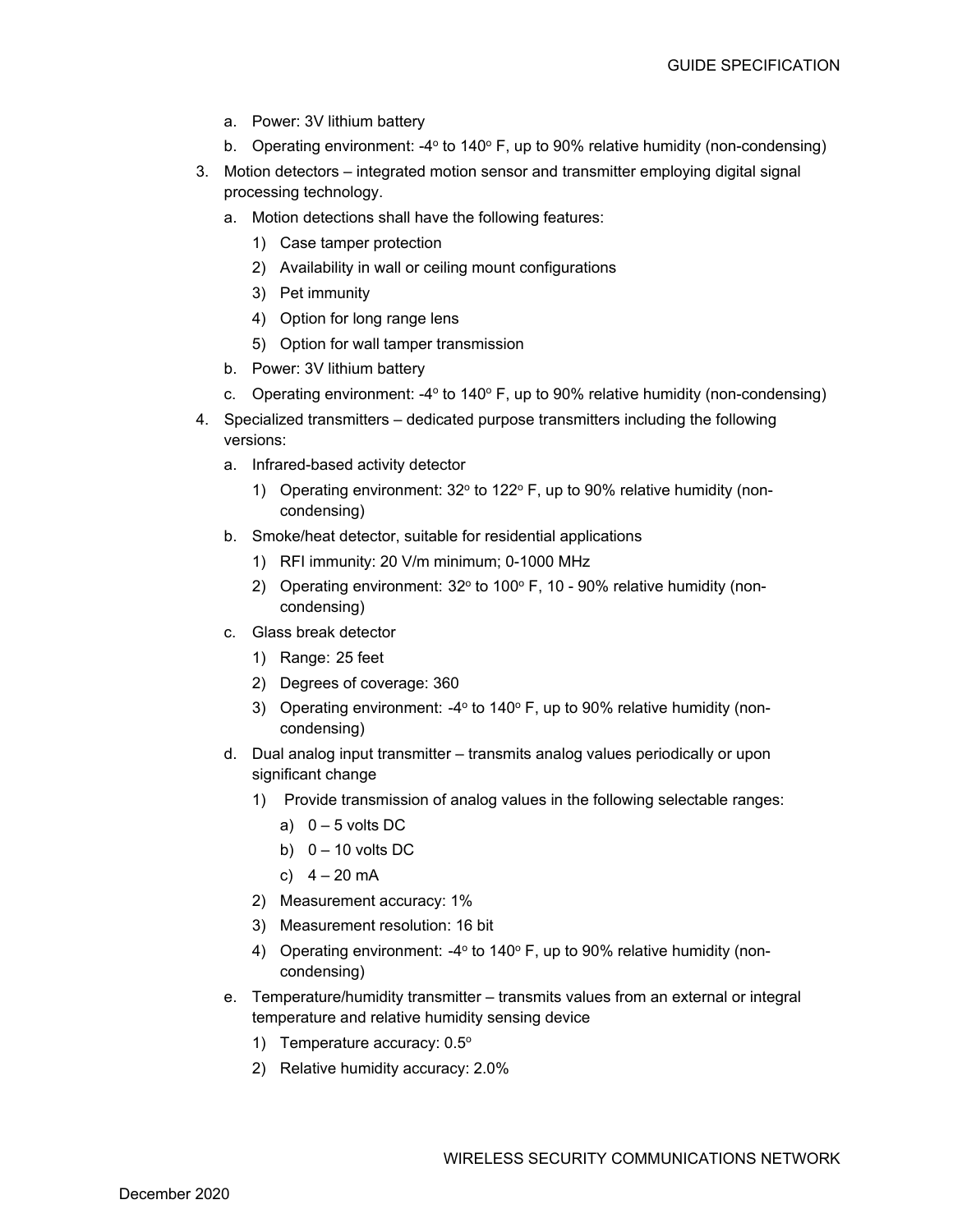a. Power: 3V lithium battery
b. Operating environment: -4$^{o}$ to 140$^{o}$ F, up to 90% relative humidity (non-condensing)

3. Motion detectors – integrated motion sensor and transmitter employing digital signal processing technology.
   a. Motion detections shall have the following features:
      1) Case tamper protection
      2) Availability in wall or ceiling mount configurations
      3) Pet immunity
      4) Option for long range lens
      5) Option for wall tamper transmission
   b. Power: 3V lithium battery
   c. Operating environment: -4$^{o}$ to 140$^{o}$ F, up to 90% relative humidity (non-condensing)
4. Specialized transmitters – dedicated purpose transmitters including the following versions:
   a. Infrared-based activity detector
      1) Operating environment: 32$^{o}$ to 122$^{o}$ F, up to 90% relative humidity (non-condensing)
   b. Smoke/heat detector, suitable for residential applications
      1) RFI immunity: 20 V/m minimum; 0-1000 MHz
      2) Operating environment: 32$^{o}$ to 100$^{o}$ F, 10 - 90% relative humidity (non-condensing)
   c. Glass break detector
      1) Range: 25 feet
      2) Degrees of coverage: 360
      3) Operating environment: -4$^{o}$ to 140$^{o}$ F, up to 90% relative humidity (non-condensing)
   d. Dual analog input transmitter – transmits analog values periodically or upon significant change
      1) Provide transmission of analog values in the following selectable ranges:
         a) 0 – 5 volts DC
         b) 0 – 10 volts DC
         c) 4 – 20 mA
      2) Measurement accuracy: 1%
      3) Measurement resolution: 16 bit
      4) Operating environment: -4$^{o}$ to 140$^{o}$ F, up to 90% relative humidity (non-condensing)
   e. Temperature/humidity transmitter – transmits values from an external or integral temperature and relative humidity sensing device
      1) Temperature accuracy: 0.5$^{o}$
      2) Relative humidity accuracy: 2.0%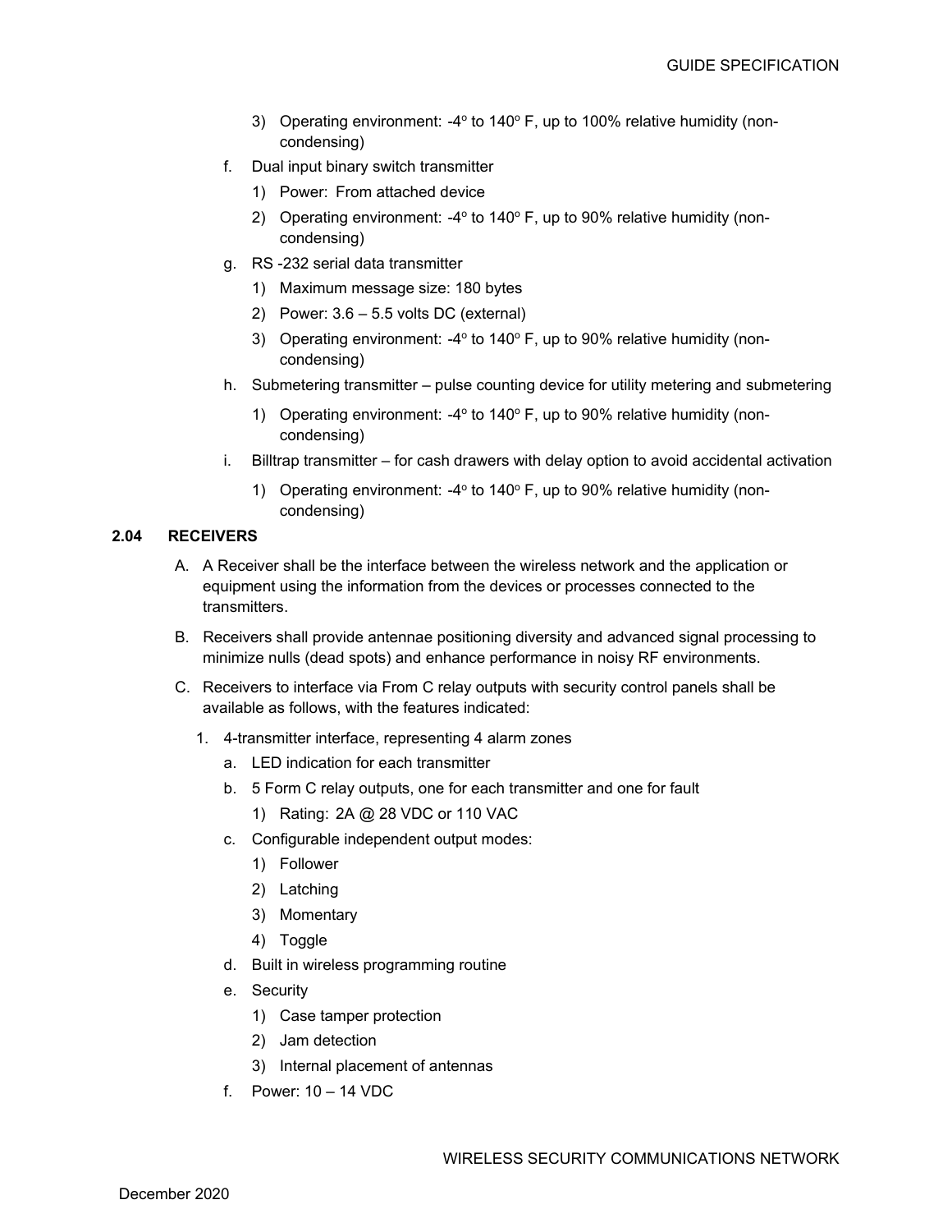3) Operating environment: -4° to 140° F, up to 100% relative humidity (non-condensing)

f. Dual input binary switch transmitter

1) Power: From attached device
2) Operating environment: -4° to 140° F, up to 90% relative humidity (non-condensing)

g. RS -232 serial data transmitter

1) Maximum message size: 180 bytes
2) Power: 3.6 – 5.5 volts DC (external)
3) Operating environment: -4° to 140° F, up to 90% relative humidity (non-condensing)

h. Submetering transmitter – pulse counting device for utility metering and submetering

1) Operating environment: -4° to 140° F, up to 90% relative humidity (non-condensing)

i. Billtrap transmitter – for cash drawers with delay option to avoid accidental activation

1) Operating environment: -4° to 140° F, up to 90% relative humidity (non-condensing)

### 2.04 RECEIVERS

A. A Receiver shall be the interface between the wireless network and the application or equipment using the information from the devices or processes connected to the transmitters.

B. Receivers shall provide antennae positioning diversity and advanced signal processing to minimize nulls (dead spots) and enhance performance in noisy RF environments.

C. Receivers to interface via From C relay outputs with security control panels shall be available as follows, with the features indicated:

1. 4-transmitter interface, representing 4 alarm zones

a. LED indication for each transmitter

b. 5 Form C relay outputs, one for each transmitter and one for fault

1) Rating: 2A @ 28 VDC or 110 VAC

c. Configurable independent output modes:

1) Follower
2) Latching
3) Momentary
4) Toggle

d. Built in wireless programming routine

e. Security

1) Case tamper protection
2) Jam detection
3) Internal placement of antennas

f. Power: 10 – 14 VDC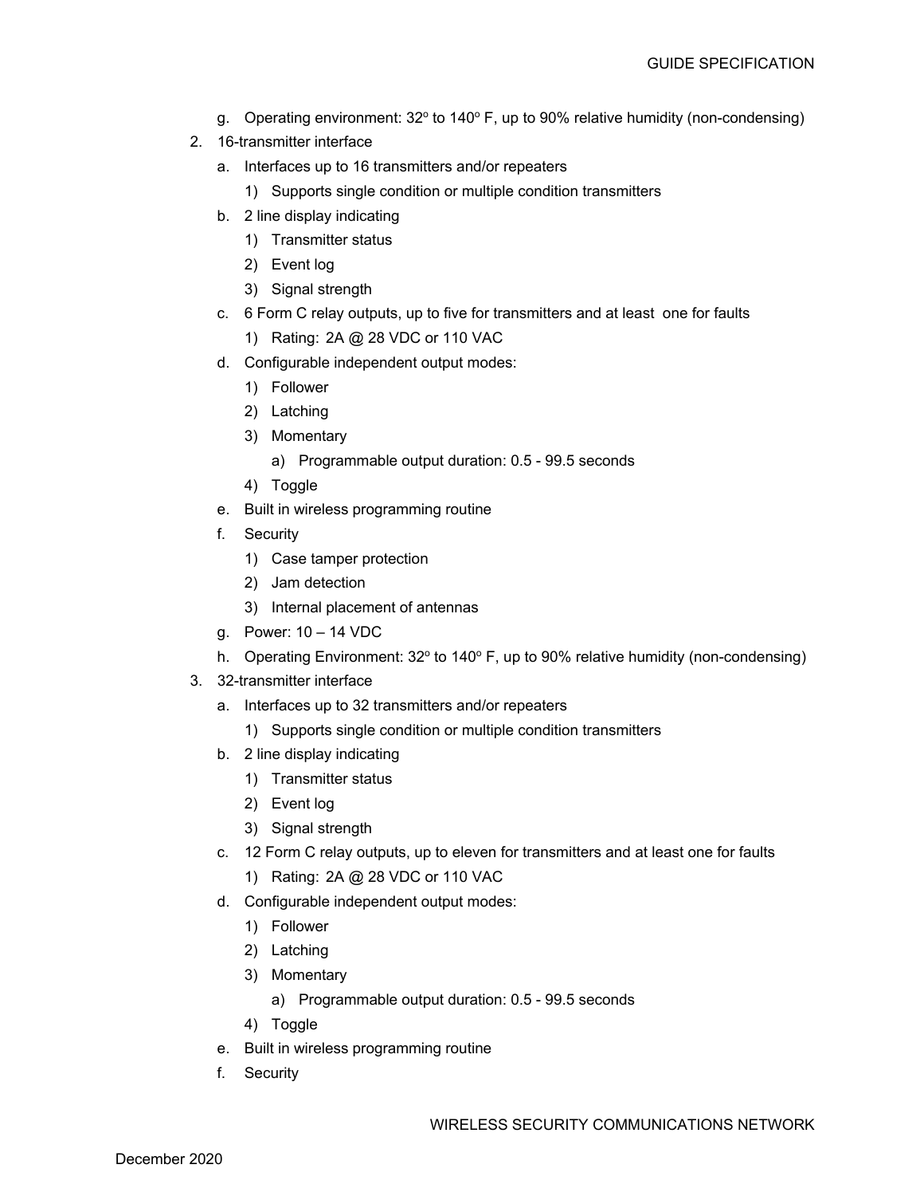g. Operating environment: 32º to 140º F, up to 90% relative humidity (non-condensing)

2. 16-transmitter interface
    a. Interfaces up to 16 transmitters and/or repeaters
        1) Supports single condition or multiple condition transmitters
    b. 2 line display indicating
        1) Transmitter status
        2) Event log
        3) Signal strength
    c. 6 Form C relay outputs, up to five for transmitters and at least one for faults
        1) Rating: 2A @ 28 VDC or 110 VAC
    d. Configurable independent output modes:
        1) Follower
        2) Latching
        3) Momentary
            a) Programmable output duration: 0.5 - 99.5 seconds
        4) Toggle
    e. Built in wireless programming routine
    f. Security
        1) Case tamper protection
        2) Jam detection
        3) Internal placement of antennas
    g. Power: 10 – 14 VDC
    h. Operating Environment: 32º to 140º F, up to 90% relative humidity (non-condensing)

3. 32-transmitter interface
    a. Interfaces up to 32 transmitters and/or repeaters
        1) Supports single condition or multiple condition transmitters
    b. 2 line display indicating
        1) Transmitter status
        2) Event log
        3) Signal strength
    c. 12 Form C relay outputs, up to eleven for transmitters and at least one for faults
        1) Rating: 2A @ 28 VDC or 110 VAC
    d. Configurable independent output modes:
        1) Follower
        2) Latching
        3) Momentary
            a) Programmable output duration: 0.5 - 99.5 seconds
        4) Toggle
    e. Built in wireless programming routine
    f. Security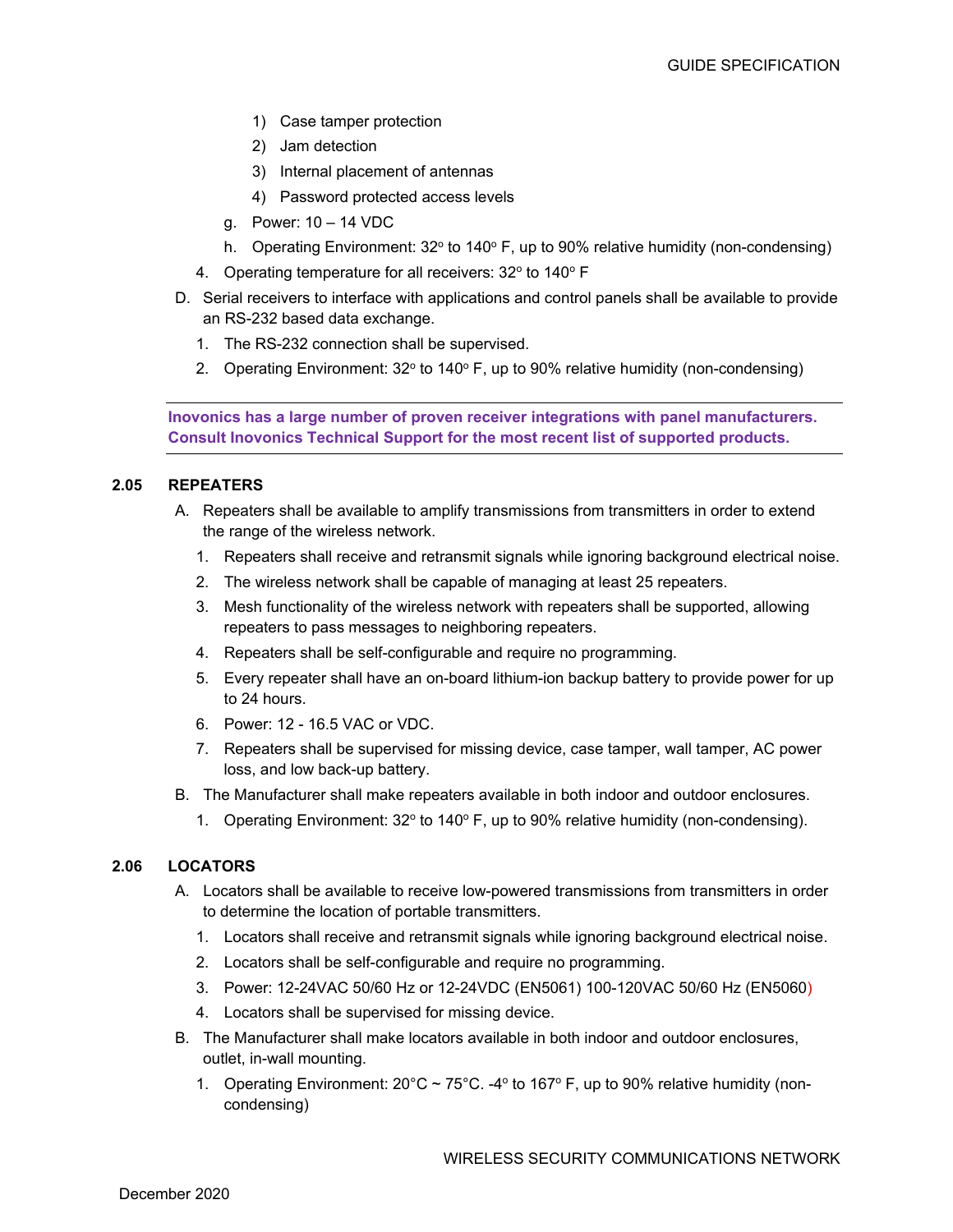1) Case tamper protection
2) Jam detection
3) Internal placement of antennas
4) Password protected access levels

g. Power: 10 – 14 VDC

h. Operating Environment: 32° to 140° F, up to 90% relative humidity (non-condensing)

4. Operating temperature for all receivers: 32° to 140° F

D. Serial receivers to interface with applications and control panels shall be available to provide an RS-232 based data exchange.

1. The RS-232 connection shall be supervised.
2. Operating Environment: 32° to 140° F, up to 90% relative humidity (non-condensing)

---

**Inovonics has a large number of proven receiver integrations with panel manufacturers. Consult Inovonics Technical Support for the most recent list of supported products.**

---

## 2.05 REPEATERS

A. Repeaters shall be available to amplify transmissions from transmitters in order to extend the range of the wireless network.

1. Repeaters shall receive and retransmit signals while ignoring background electrical noise.
2. The wireless network shall be capable of managing at least 25 repeaters.
3. Mesh functionality of the wireless network with repeaters shall be supported, allowing repeaters to pass messages to neighboring repeaters.
4. Repeaters shall be self-configurable and require no programming.
5. Every repeater shall have an on-board lithium-ion backup battery to provide power for up to 24 hours.
6. Power: 12 - 16.5 VAC or VDC.
7. Repeaters shall be supervised for missing device, case tamper, wall tamper, AC power loss, and low back-up battery.

B. The Manufacturer shall make repeaters available in both indoor and outdoor enclosures.

1. Operating Environment: 32° to 140° F, up to 90% relative humidity (non-condensing).

## 2.06 LOCATORS

A. Locators shall be available to receive low-powered transmissions from transmitters in order to determine the location of portable transmitters.

1. Locators shall receive and retransmit signals while ignoring background electrical noise.
2. Locators shall be self-configurable and require no programming.
3. Power: 12-24VAC 50/60 Hz or 12-24VDC (EN5061) 100-120VAC 50/60 Hz (EN5060)
4. Locators shall be supervised for missing device.

B. The Manufacturer shall make locators available in both indoor and outdoor enclosures, outlet, in-wall mounting.

1. Operating Environment: 20°C ~ 75°C. -4° to 167° F, up to 90% relative humidity (non-condensing)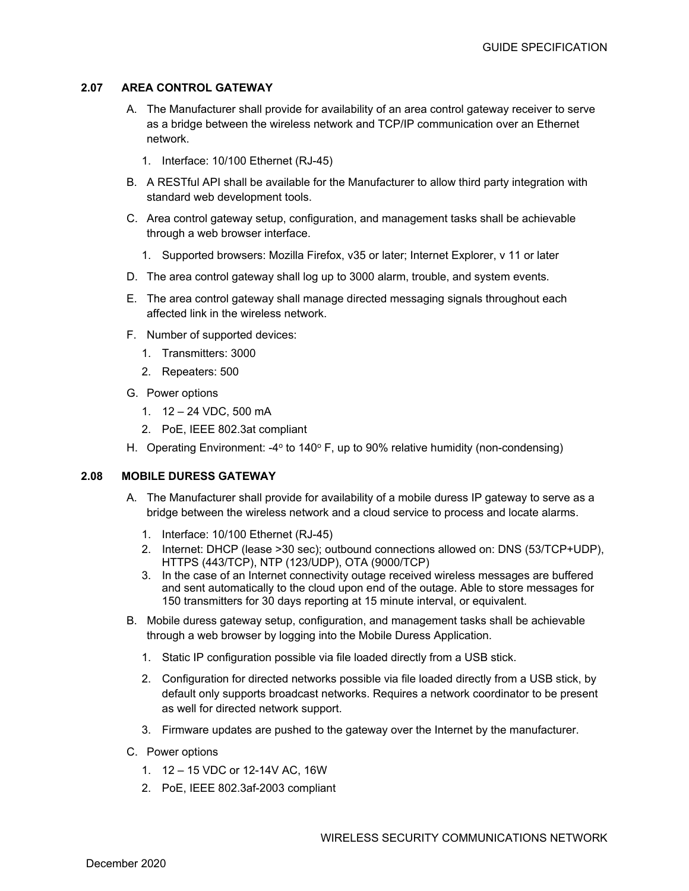### 2.07 AREA CONTROL GATEWAY

A. The Manufacturer shall provide for availability of an area control gateway receiver to serve as a bridge between the wireless network and TCP/IP communication over an Ethernet network.

   1. Interface: 10/100 Ethernet (RJ-45)

B. A RESTful API shall be available for the Manufacturer to allow third party integration with standard web development tools.

C. Area control gateway setup, configuration, and management tasks shall be achievable through a web browser interface.

   1. Supported browsers: Mozilla Firefox, v35 or later; Internet Explorer, v 11 or later

D. The area control gateway shall log up to 3000 alarm, trouble, and system events.

E. The area control gateway shall manage directed messaging signals throughout each affected link in the wireless network.

F. Number of supported devices:

   1. Transmitters: 3000
   2. Repeaters: 500

G. Power options

   1. 12 – 24 VDC, 500 mA
   2. PoE, IEEE 802.3at compliant

H. Operating Environment: -4° to 140° F, up to 90% relative humidity (non-condensing)

### 2.08 MOBILE DURESS GATEWAY

A. The Manufacturer shall provide for availability of a mobile duress IP gateway to serve as a bridge between the wireless network and a cloud service to process and locate alarms.

   1. Interface: 10/100 Ethernet (RJ-45)
   2. Internet: DHCP (lease >30 sec); outbound connections allowed on: DNS (53/TCP+UDP), HTTPS (443/TCP), NTP (123/UDP), OTA (9000/TCP)
   3. In the case of an Internet connectivity outage received wireless messages are buffered and sent automatically to the cloud upon end of the outage. Able to store messages for 150 transmitters for 30 days reporting at 15 minute interval, or equivalent.

B. Mobile duress gateway setup, configuration, and management tasks shall be achievable through a web browser by logging into the Mobile Duress Application.

   1. Static IP configuration possible via file loaded directly from a USB stick.
   2. Configuration for directed networks possible via file loaded directly from a USB stick, by default only supports broadcast networks. Requires a network coordinator to be present as well for directed network support.
   3. Firmware updates are pushed to the gateway over the Internet by the manufacturer.

C. Power options

   1. 12 – 15 VDC or 12-14V AC, 16W
   2. PoE, IEEE 802.3af-2003 compliant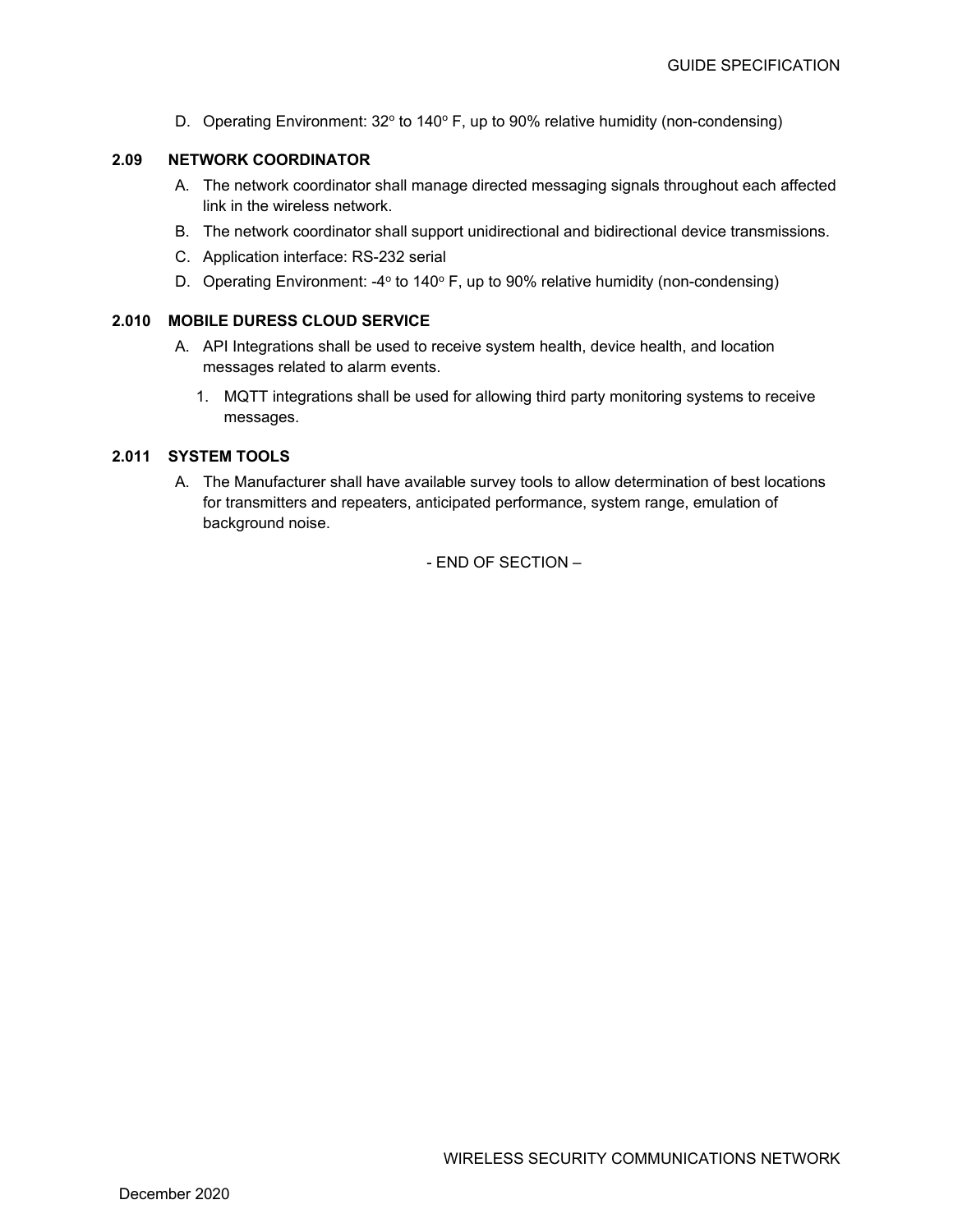D. Operating Environment: 32° to 140° F, up to 90% relative humidity (non-condensing)

### 2.09 NETWORK COORDINATOR

A. The network coordinator shall manage directed messaging signals throughout each affected link in the wireless network.

B. The network coordinator shall support unidirectional and bidirectional device transmissions.

C. Application interface: RS-232 serial

D. Operating Environment: -4° to 140° F, up to 90% relative humidity (non-condensing)

### 2.010 MOBILE DURESS CLOUD SERVICE

A. API Integrations shall be used to receive system health, device health, and location messages related to alarm events.

   1. MQTT integrations shall be used for allowing third party monitoring systems to receive messages.

### 2.011 SYSTEM TOOLS

A. The Manufacturer shall have available survey tools to allow determination of best locations for transmitters and repeaters, anticipated performance, system range, emulation of background noise.

- END OF SECTION –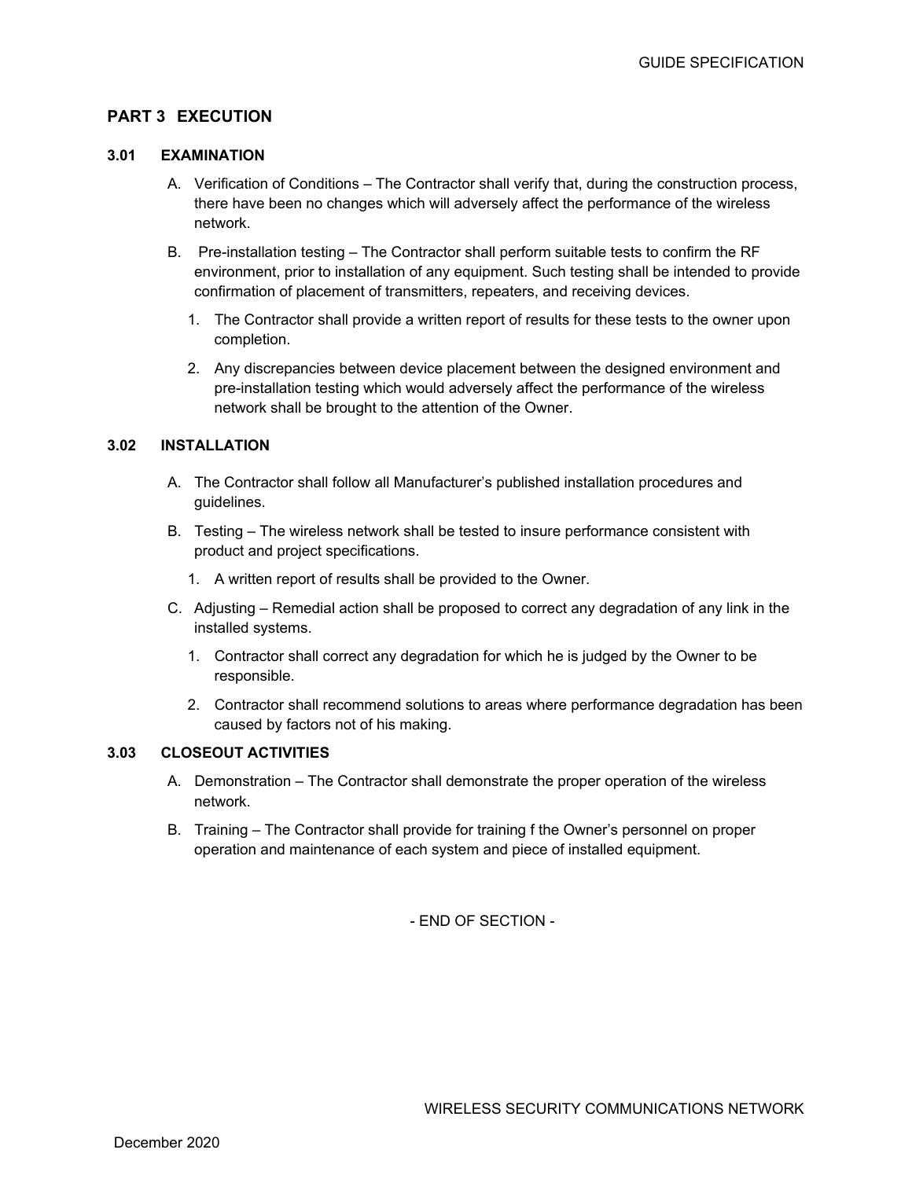## PART 3 EXECUTION

### 3.01 EXAMINATION

A. Verification of Conditions – The Contractor shall verify that, during the construction process, there have been no changes which will adversely affect the performance of the wireless network.

B. Pre-installation testing – The Contractor shall perform suitable tests to confirm the RF environment, prior to installation of any equipment. Such testing shall be intended to provide confirmation of placement of transmitters, repeaters, and receiving devices.

   1. The Contractor shall provide a written report of results for these tests to the owner upon completion.

   2. Any discrepancies between device placement between the designed environment and pre-installation testing which would adversely affect the performance of the wireless network shall be brought to the attention of the Owner.

### 3.02 INSTALLATION

A. The Contractor shall follow all Manufacturer's published installation procedures and guidelines.

B. Testing – The wireless network shall be tested to insure performance consistent with product and project specifications.

   1. A written report of results shall be provided to the Owner.

C. Adjusting – Remedial action shall be proposed to correct any degradation of any link in the installed systems.

   1. Contractor shall correct any degradation for which he is judged by the Owner to be responsible.

   2. Contractor shall recommend solutions to areas where performance degradation has been caused by factors not of his making.

### 3.03 CLOSEOUT ACTIVITIES

A. Demonstration – The Contractor shall demonstrate the proper operation of the wireless network.

B. Training – The Contractor shall provide for training f the Owner's personnel on proper operation and maintenance of each system and piece of installed equipment.

- END OF SECTION -